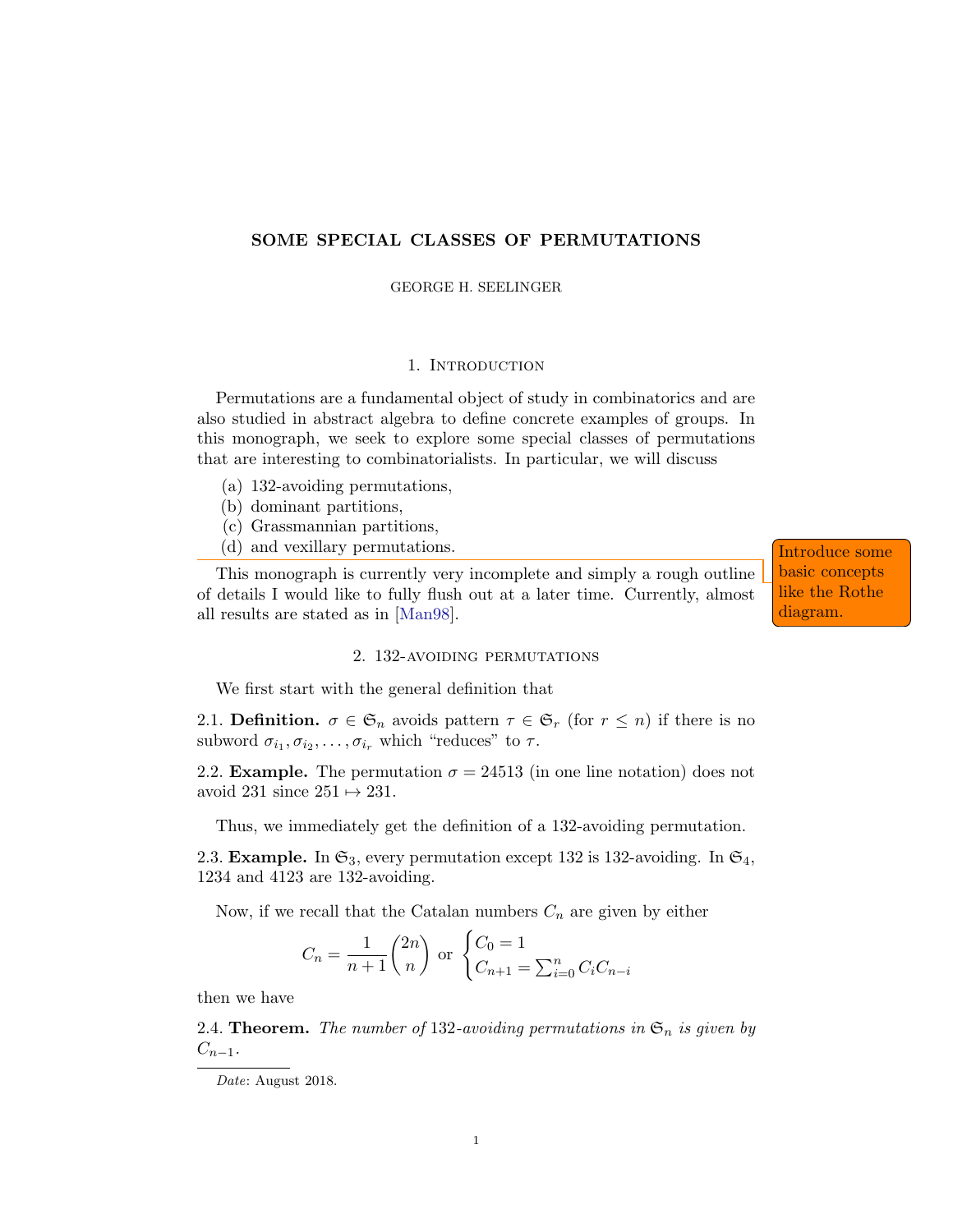# SOME SPECIAL CLASSES OF PERMUTATIONS

GEORGE H. SEELINGER

## 1. Introduction

Permutations are a fundamental object of study in combinatorics and are also studied in abstract algebra to define concrete examples of groups. In this monograph, we seek to explore some special classes of permutations that are interesting to combinatorialists. In particular, we will discuss

(a) 132-avoiding permutations,
(b) dominant partitions,
(c) Grassmannian partitions,
(d) and vexillary permutations.

Introduce some basic concepts like the Rothe diagram.

This monograph is currently very incomplete and simply a rough outline of details I would like to fully flush out at a later time. Currently, almost all results are stated as in [Man98].

## 2. 132-avoiding permutations

We first start with the general definition that

2.1. **Definition.** $\sigma \in \mathfrak{S}_n$ avoids pattern $\tau \in \mathfrak{S}_r$ (for $r \leq n$) if there is no subword $\sigma_{i_1}, \sigma_{i_2}, \ldots, \sigma_{i_r}$ which "reduces" to $\tau$.

2.2. **Example.** The permutation $\sigma = 24513$ (in one line notation) does not avoid 231 since $251 \mapsto 231$.

Thus, we immediately get the definition of a 132-avoiding permutation.

2.3. **Example.** In $\mathfrak{S}_3$, every permutation except 132 is 132-avoiding. In $\mathfrak{S}_4$, 1234 and 4123 are 132-avoiding.

Now, if we recall that the Catalan numbers $C_n$ are given by either

$$C_n = \frac{1}{n+1}\binom{2n}{n} \text{ or } \begin{cases} C_0 = 1 \\ C_{n+1} = \sum_{i=0}^{n} C_i C_{n-i} \end{cases}$$

then we have

2.4. **Theorem.** *The number of 132-avoiding permutations in $\mathfrak{S}_n$ is given by $C_{n-1}$.*

*Date*: August 2018.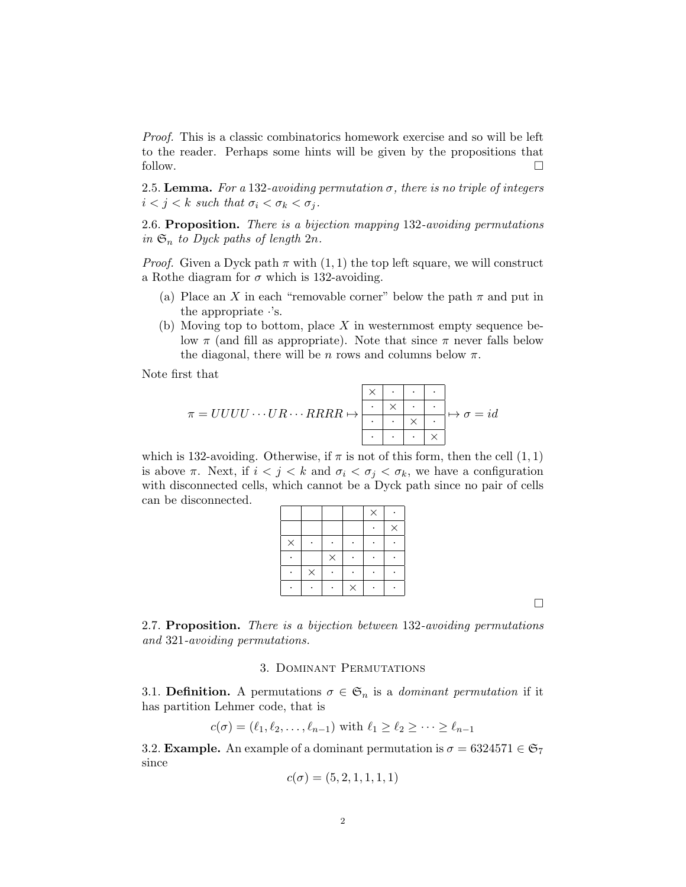*Proof.* This is a classic combinatorics homework exercise and so will be left to the reader. Perhaps some hints will be given by the propositions that follow. □

2.5. **Lemma.** *For a* 132*-avoiding permutation* $\sigma$*, there is no triple of integers* $i < j < k$ *such that* $\sigma_i < \sigma_k < \sigma_j$*.*

2.6. **Proposition.** *There is a bijection mapping* 132*-avoiding permutations in* $\mathfrak{S}_n$ *to Dyck paths of length* $2n$*.*

*Proof.* Given a Dyck path $\pi$ with $(1, 1)$ the top left square, we will construct a Rothe diagram for $\sigma$ which is 132-avoiding.

(a) Place an $X$ in each "removable corner" below the path $\pi$ and put in the appropriate $\cdot$'s.

(b) Moving top to bottom, place $X$ in westernmost empty sequence below $\pi$ (and fill as appropriate). Note that since $\pi$ never falls below the diagonal, there will be $n$ rows and columns below $\pi$.

Note first that

$$\pi = UUUU \cdots UR \cdots RRRR \mapsto \begin{array}{|c|c|c|c|}\hline \times & \cdot & \cdot & \cdot \\ \hline \cdot & \times & \cdot & \cdot \\ \hline \cdot & \cdot & \times & \cdot \\ \hline \cdot & \cdot & \cdot & \times \\ \hline \end{array} \mapsto \sigma = id$$

which is 132-avoiding. Otherwise, if $\pi$ is not of this form, then the cell $(1, 1)$ is above $\pi$. Next, if $i < j < k$ and $\sigma_i < \sigma_j < \sigma_k$, we have a configuration with disconnected cells, which cannot be a Dyck path since no pair of cells can be disconnected.

|  |  |  |  |  |  |
|---|---|---|---|---|---|
|  |  |  |  | × | · |
|  |  |  |  | · | × |
| × | · | · | · | · | · |
| · |  | × | · | · | · |
| · | × | · | · | · | · |
| · | · | · | × | · | · |

□

2.7. **Proposition.** *There is a bijection between* 132*-avoiding permutations and* 321*-avoiding permutations.*

## 3. Dominant Permutations

3.1. **Definition.** A permutations $\sigma \in \mathfrak{S}_n$ is a *dominant permutation* if it has partition Lehmer code, that is

$$c(\sigma) = (\ell_1, \ell_2, \ldots, \ell_{n-1}) \text{ with } \ell_1 \geq \ell_2 \geq \cdots \geq \ell_{n-1}$$

3.2. **Example.** An example of a dominant permutation is $\sigma = 6324571 \in \mathfrak{S}_7$ since

$$c(\sigma) = (5, 2, 1, 1, 1, 1)$$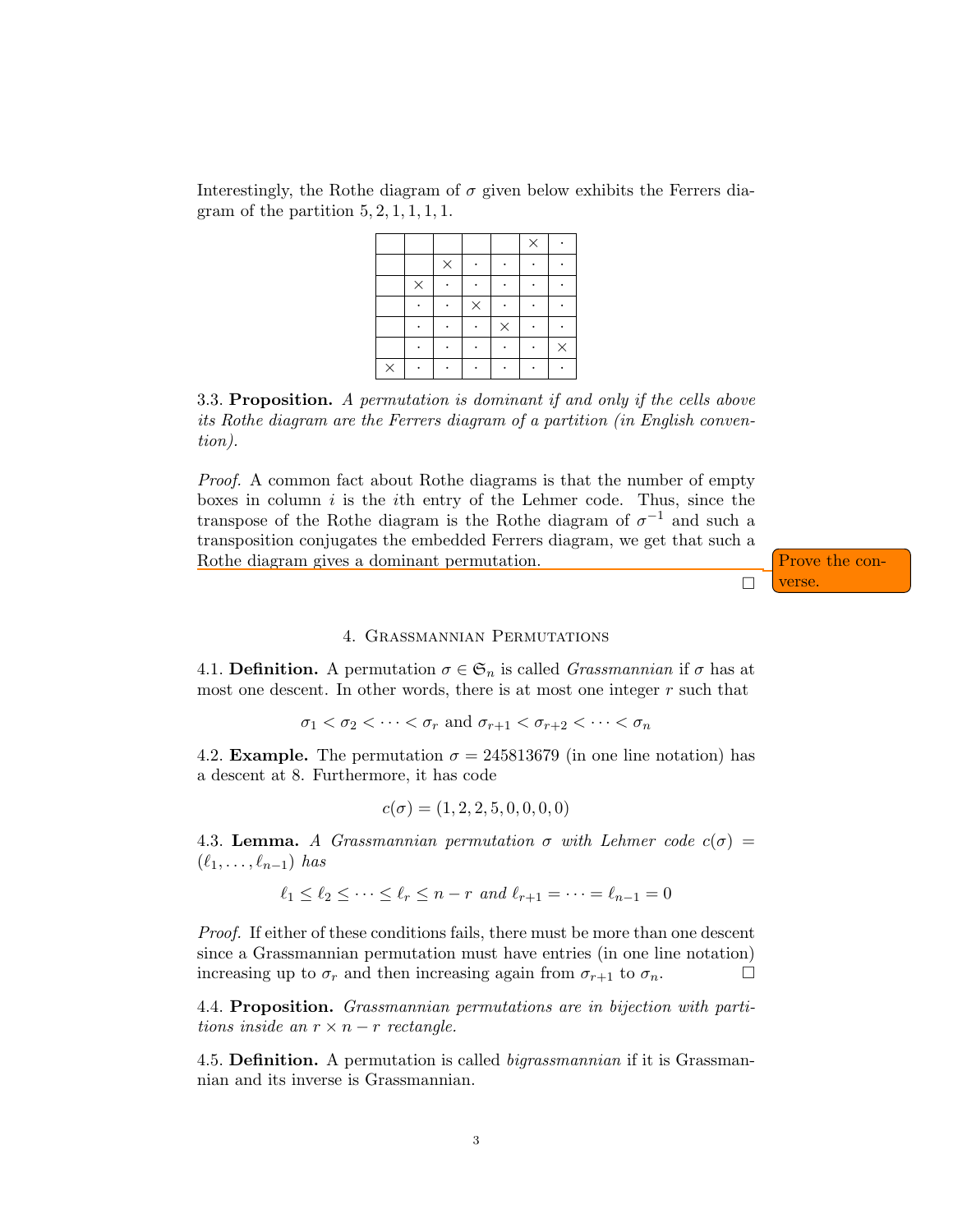Interestingly, the Rothe diagram of $\sigma$ given below exhibits the Ferrers diagram of the partition $5, 2, 1, 1, 1, 1$.

| | | | | | | |
|---|---|---|---|---|---|---|
| | | | | | × | · |
| | | × | · | · | · | · |
| | × | · | · | · | · | · |
| | · | · | × | · | · | · |
| | · | · | · | × | · | · |
| | · | · | · | · | · | × |
| × | · | · | · | · | · | · |

3.3. **Proposition.** *A permutation is dominant if and only if the cells above its Rothe diagram are the Ferrers diagram of a partition (in English convention).*

*Proof.* A common fact about Rothe diagrams is that the number of empty boxes in column $i$ is the $i$th entry of the Lehmer code. Thus, since the transpose of the Rothe diagram is the Rothe diagram of $\sigma^{-1}$ and such a transposition conjugates the embedded Ferrers diagram, we get that such a Rothe diagram gives a dominant permutation. □

Prove the converse.

## 4. Grassmannian Permutations

4.1. **Definition.** A permutation $\sigma \in \mathfrak{S}_n$ is called *Grassmannian* if $\sigma$ has at most one descent. In other words, there is at most one integer $r$ such that

$$\sigma_1 < \sigma_2 < \cdots < \sigma_r \text{ and } \sigma_{r+1} < \sigma_{r+2} < \cdots < \sigma_n$$

4.2. **Example.** The permutation $\sigma = 245813679$ (in one line notation) has a descent at 8. Furthermore, it has code

$$c(\sigma) = (1, 2, 2, 5, 0, 0, 0, 0)$$

4.3. **Lemma.** *A Grassmannian permutation $\sigma$ with Lehmer code $c(\sigma) = (\ell_1, \ldots, \ell_{n-1})$ has*

$$\ell_1 \leq \ell_2 \leq \cdots \leq \ell_r \leq n - r \text{ and } \ell_{r+1} = \cdots = \ell_{n-1} = 0$$

*Proof.* If either of these conditions fails, there must be more than one descent since a Grassmannian permutation must have entries (in one line notation) increasing up to $\sigma_r$ and then increasing again from $\sigma_{r+1}$ to $\sigma_n$. □

4.4. **Proposition.** *Grassmannian permutations are in bijection with partitions inside an $r \times n - r$ rectangle.*

4.5. **Definition.** A permutation is called *bigrassmannian* if it is Grassmannian and its inverse is Grassmannian.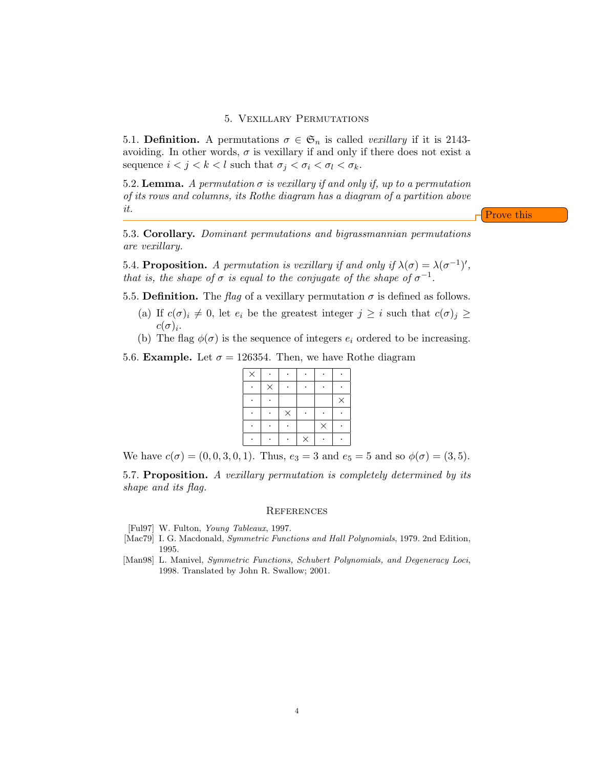## 5. Vexillary Permutations

5.1. **Definition.** A permutations $\sigma \in \mathfrak{S}_n$ is called *vexillary* if it is 2143-avoiding. In other words, $\sigma$ is vexillary if and only if there does not exist a sequence $i < j < k < l$ such that $\sigma_j < \sigma_i < \sigma_l < \sigma_k$.

5.2. **Lemma.** *A permutation $\sigma$ is vexillary if and only if, up to a permutation of its rows and columns, its Rothe diagram has a diagram of a partition above it.*

Prove this

5.3. **Corollary.** *Dominant permutations and bigrassmannian permutations are vexillary.*

5.4. **Proposition.** *A permutation is vexillary if and only if $\lambda(\sigma) = \lambda(\sigma^{-1})'$, that is, the shape of $\sigma$ is equal to the conjugate of the shape of $\sigma^{-1}$.*

5.5. **Definition.** The *flag* of a vexillary permutation $\sigma$ is defined as follows.

(a) If $c(\sigma)_i \neq 0$, let $e_i$ be the greatest integer $j \geq i$ such that $c(\sigma)_j \geq c(\sigma)_i$.

(b) The flag $\phi(\sigma)$ is the sequence of integers $e_i$ ordered to be increasing.

5.6. **Example.** Let $\sigma = 126354$. Then, we have Rothe diagram

| | | | | | |
|---|---|---|---|---|---|
| × | · | · | · | · | · |
| · | × | · | · | · | · |
| · | · | | | | × |
| · | · | × | · | · | · |
| · | · | · | | × | · |
| · | · | · | × | · | · |

We have $c(\sigma) = (0, 0, 3, 0, 1)$. Thus, $e_3 = 3$ and $e_5 = 5$ and so $\phi(\sigma) = (3, 5)$.

5.7. **Proposition.** *A vexillary permutation is completely determined by its shape and its flag.*

## References

[Ful97] W. Fulton, *Young Tableaux*, 1997.

[Mac79] I. G. Macdonald, *Symmetric Functions and Hall Polynomials*, 1979. 2nd Edition, 1995.

[Man98] L. Manivel, *Symmetric Functions, Schubert Polynomials, and Degeneracy Loci*, 1998. Translated by John R. Swallow; 2001.